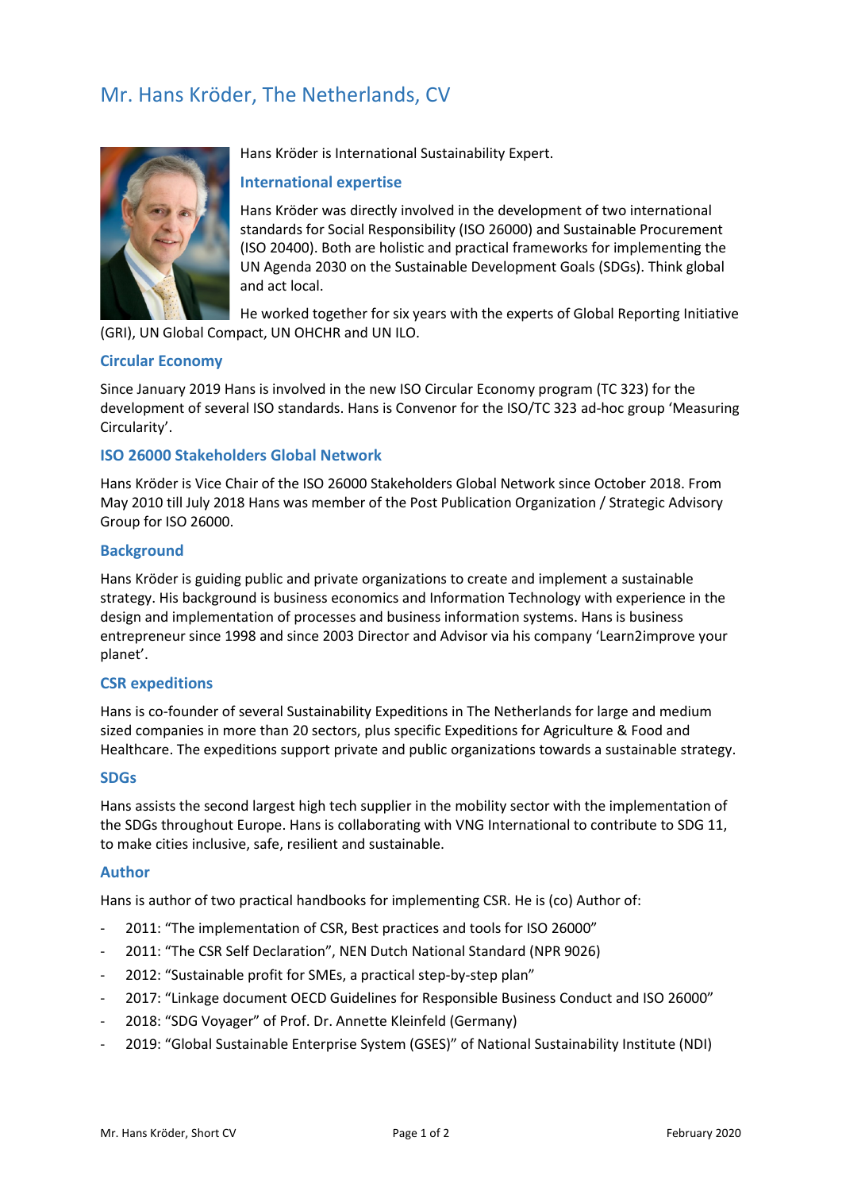# Mr. Hans Kröder, The Netherlands, CV

Hans Kröder is International Sustainability Expert.

## International expertise

Hans Kröder was directly involved in the development of two international standards for Social Responsibility (ISO 26000) and Sustainable Procurement (ISO 20400). Both are holistic and practical frameworks for implementing the UN Agenda 2030 on the Sustainable Development Goals (SDGs). Think global and act local.

He worked together for six years with the experts of Global Reporting Initiative (GRI), UN Global Compact, UN OHCHR and UN ILO.

## Circular Economy

Since January 2019 Hans is involved in the new ISO Circular Economy program (TC 323) for the development of several ISO standards. Hans is Convenor for the ISO/TC 323 ad-hoc group 'Measuring Circularity'.

## ISO 26000 Stakeholders Global Network

Hans Kröder is Vice Chair of the ISO 26000 Stakeholders Global Network since October 2018. From May 2010 till July 2018 Hans was member of the Post Publication Organization / Strategic Advisory Group for ISO 26000.

## Background

Hans Kröder is guiding public and private organizations to create and implement a sustainable strategy. His background is business economics and Information Technology with experience in the design and implementation of processes and business information systems. Hans is business entrepreneur since 1998 and since 2003 Director and Advisor via his company 'Learn2improve your planet'.

## CSR expeditions

Hans is co-founder of several Sustainability Expeditions in The Netherlands for large and medium sized companies in more than 20 sectors, plus specific Expeditions for Agriculture & Food and Healthcare. The expeditions support private and public organizations towards a sustainable strategy.

## SDGs

Hans assists the second largest high tech supplier in the mobility sector with the implementation of the SDGs throughout Europe. Hans is collaborating with VNG International to contribute to SDG 11, to make cities inclusive, safe, resilient and sustainable.

## Author

Hans is author of two practical handbooks for implementing CSR. He is (co) Author of:

- 2011: "The implementation of CSR, Best practices and tools for ISO 26000"
- 2011: "The CSR Self Declaration", NEN Dutch National Standard (NPR 9026)
- 2012: "Sustainable profit for SMEs, a practical step-by-step plan"
- 2017: "Linkage document OECD Guidelines for Responsible Business Conduct and ISO 26000"
- 2018: "SDG Voyager" of Prof. Dr. Annette Kleinfeld (Germany)
- 2019: "Global Sustainable Enterprise System (GSES)" of National Sustainability Institute (NDI)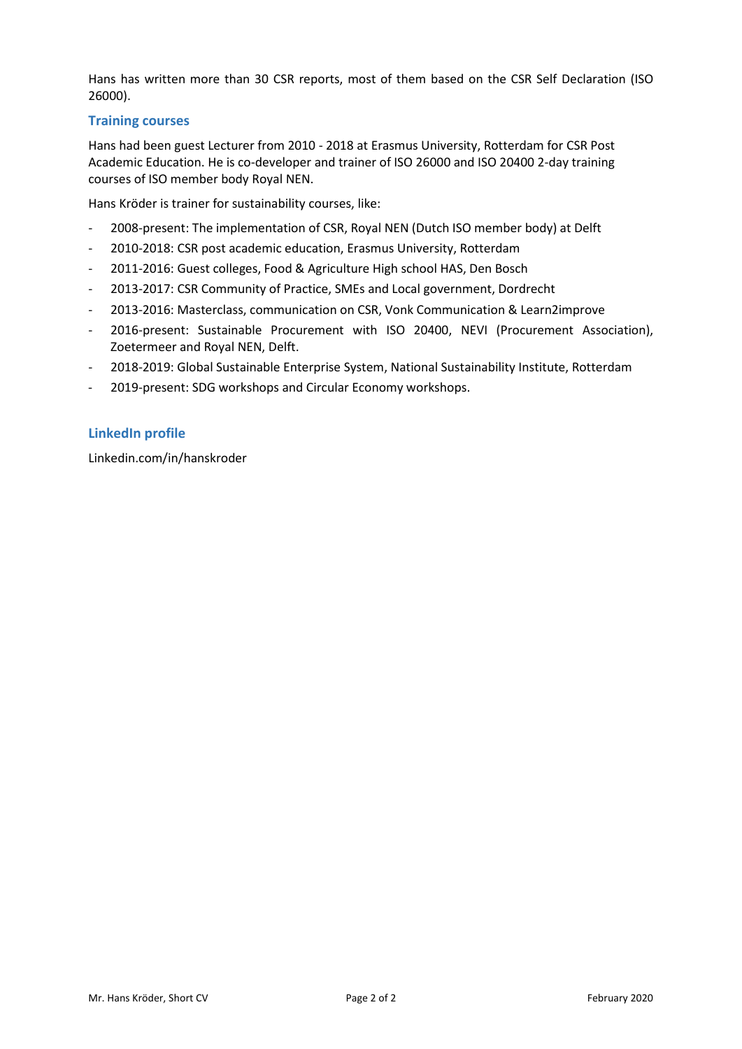Hans has written more than 30 CSR reports, most of them based on the CSR Self Declaration (ISO 26000).

## Training courses

Hans had been guest Lecturer from 2010 - 2018 at Erasmus University, Rotterdam for CSR Post Academic Education. He is co-developer and trainer of ISO 26000 and ISO 20400 2-day training courses of ISO member body Royal NEN.

Hans Kröder is trainer for sustainability courses, like:

- 2008-present: The implementation of CSR, Royal NEN (Dutch ISO member body) at Delft
- 2010-2018: CSR post academic education, Erasmus University, Rotterdam
- 2011-2016: Guest colleges, Food & Agriculture High school HAS, Den Bosch
- 2013-2017: CSR Community of Practice, SMEs and Local government, Dordrecht
- 2013-2016: Masterclass, communication on CSR, Vonk Communication & Learn2improve
- 2016-present: Sustainable Procurement with ISO 20400, NEVI (Procurement Association), Zoetermeer and Royal NEN, Delft.
- 2018-2019: Global Sustainable Enterprise System, National Sustainability Institute, Rotterdam
- 2019-present: SDG workshops and Circular Economy workshops.

## LinkedIn profile

Linkedin.com/in/hanskroder